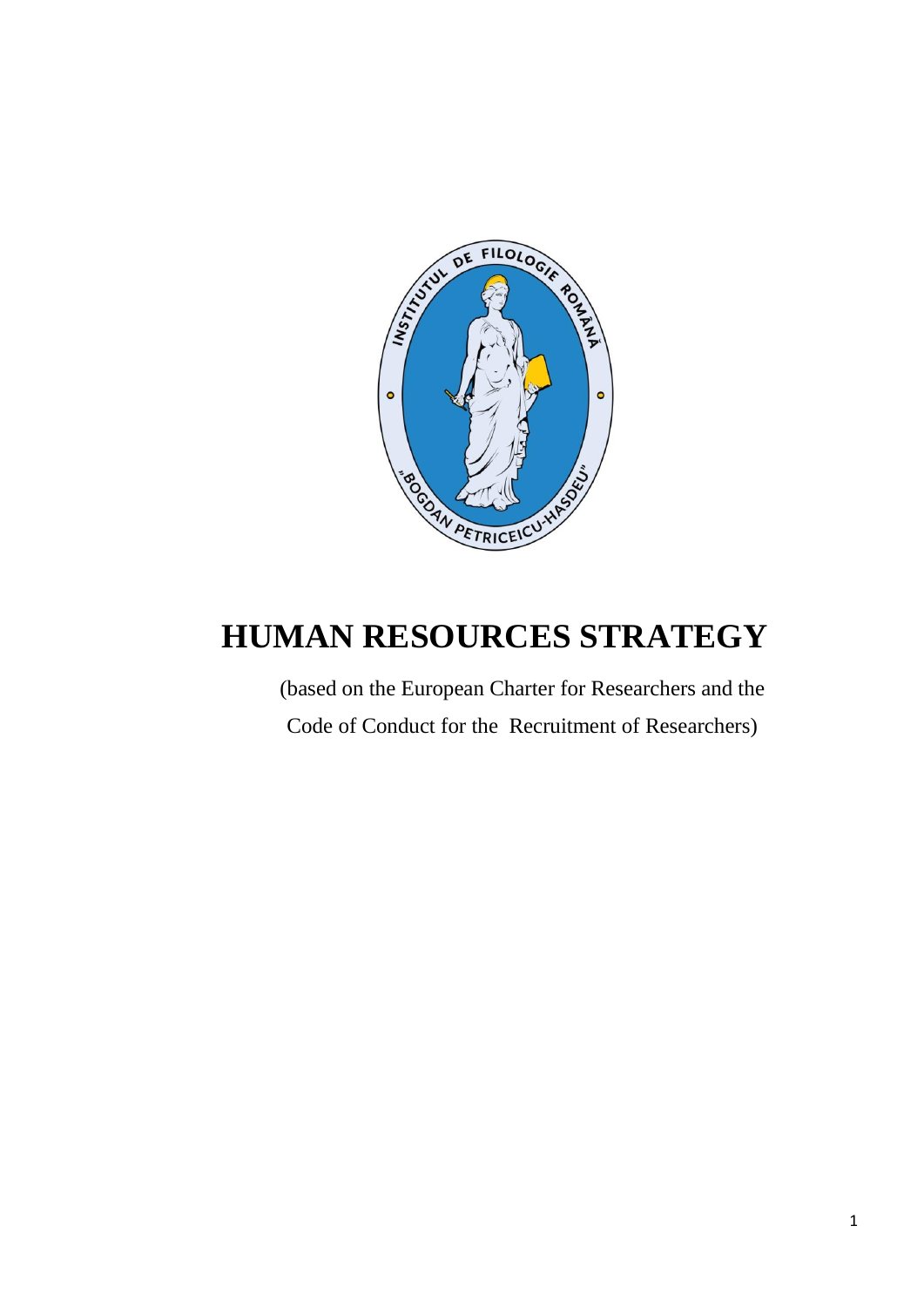# HUMAN RESOURCES STRATEGY

(based on the European Charter for Researchers and the Code of Conduct for the Recruitment of Researchers)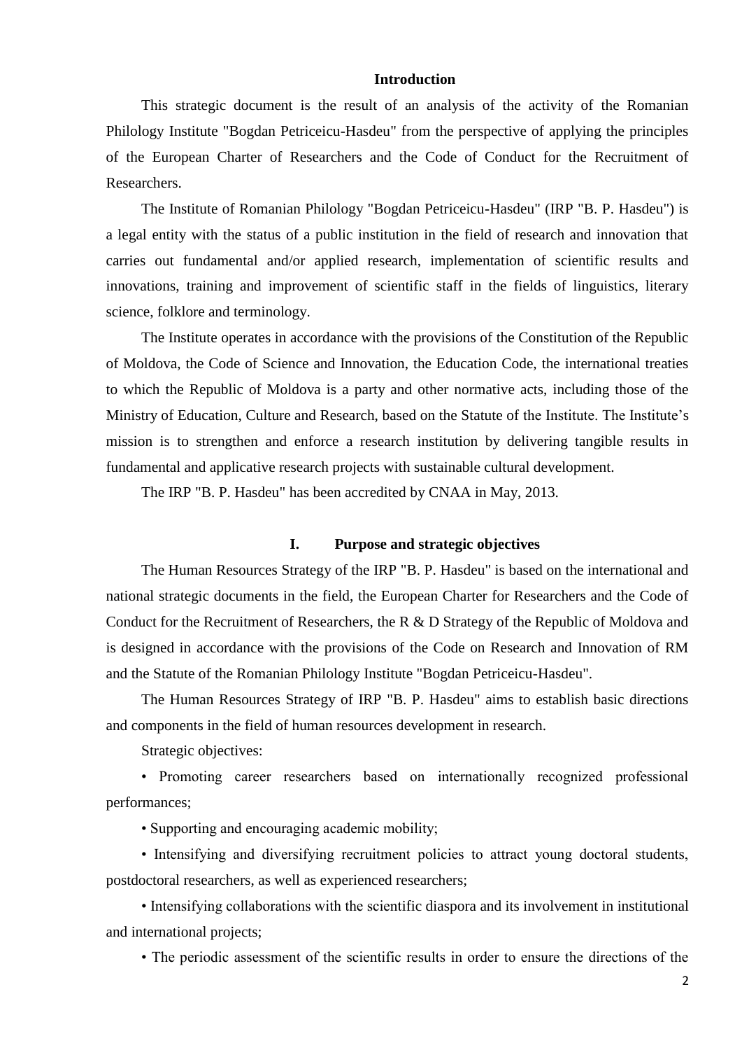## Introduction

This strategic document is the result of an analysis of the activity of the Romanian Philology Institute "Bogdan Petriceicu-Hasdeu" from the perspective of applying the principles of the European Charter of Researchers and the Code of Conduct for the Recruitment of Researchers.

The Institute of Romanian Philology "Bogdan Petriceicu-Hasdeu" (IRP "B. P. Hasdeu") is a legal entity with the status of a public institution in the field of research and innovation that carries out fundamental and/or applied research, implementation of scientific results and innovations, training and improvement of scientific staff in the fields of linguistics, literary science, folklore and terminology.

The Institute operates in accordance with the provisions of the Constitution of the Republic of Moldova, the Code of Science and Innovation, the Education Code, the international treaties to which the Republic of Moldova is a party and other normative acts, including those of the Ministry of Education, Culture and Research, based on the Statute of the Institute. The Institute's mission is to strengthen and enforce a research institution by delivering tangible results in fundamental and applicative research projects with sustainable cultural development.

The IRP "B. P. Hasdeu" has been accredited by CNAA in May, 2013.

## I. Purpose and strategic objectives

The Human Resources Strategy of the IRP "B. P. Hasdeu" is based on the international and national strategic documents in the field, the European Charter for Researchers and the Code of Conduct for the Recruitment of Researchers, the R & D Strategy of the Republic of Moldova and is designed in accordance with the provisions of the Code on Research and Innovation of RM and the Statute of the Romanian Philology Institute "Bogdan Petriceicu-Hasdeu".

The Human Resources Strategy of IRP "B. P. Hasdeu" aims to establish basic directions and components in the field of human resources development in research.

Strategic objectives:

- Promoting career researchers based on internationally recognized professional performances;
- Supporting and encouraging academic mobility;
- Intensifying and diversifying recruitment policies to attract young doctoral students, postdoctoral researchers, as well as experienced researchers;
- Intensifying collaborations with the scientific diaspora and its involvement in institutional and international projects;
- The periodic assessment of the scientific results in order to ensure the directions of the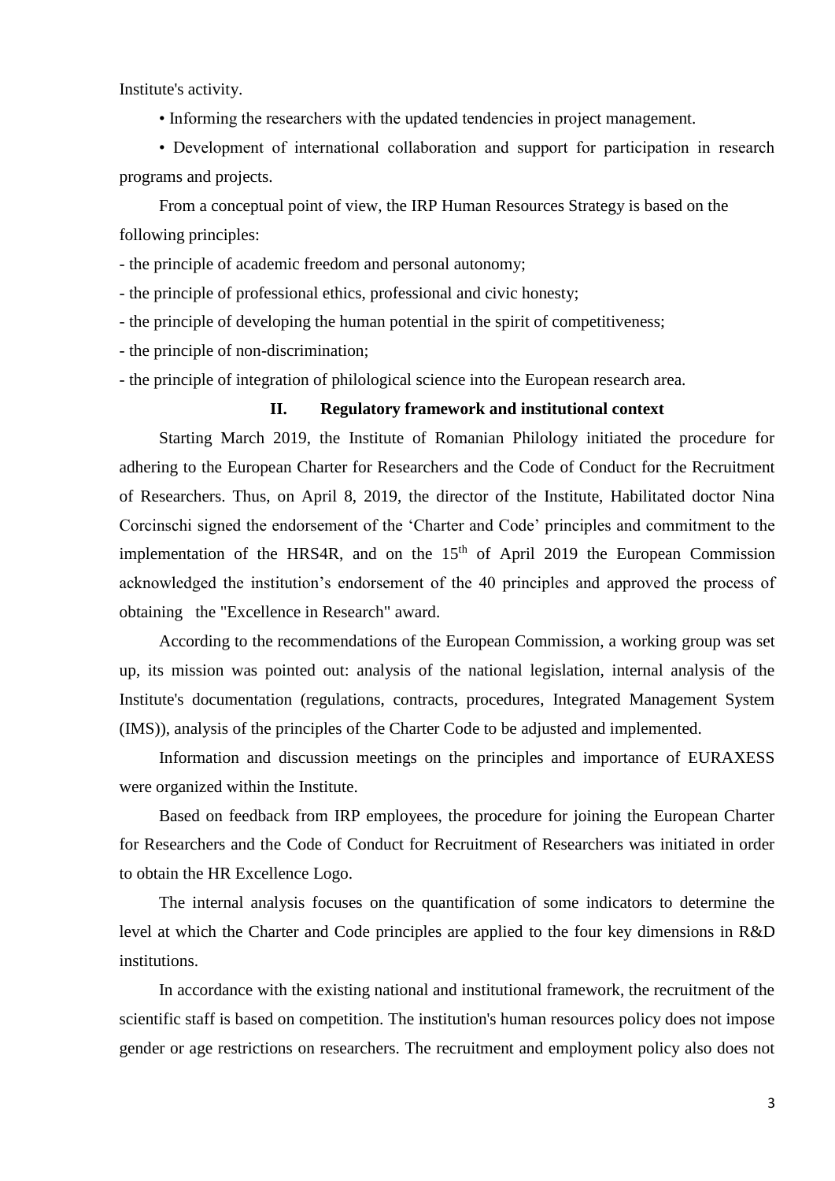Institute's activity.

• Informing the researchers with the updated tendencies in project management.

• Development of international collaboration and support for participation in research programs and projects.

From a conceptual point of view, the IRP Human Resources Strategy is based on the following principles:

- the principle of academic freedom and personal autonomy;
- the principle of professional ethics, professional and civic honesty;
- the principle of developing the human potential in the spirit of competitiveness;
- the principle of non-discrimination;
- the principle of integration of philological science into the European research area.

## II. Regulatory framework and institutional context

Starting March 2019, the Institute of Romanian Philology initiated the procedure for adhering to the European Charter for Researchers and the Code of Conduct for the Recruitment of Researchers. Thus, on April 8, 2019, the director of the Institute, Habilitated doctor Nina Corcinschi signed the endorsement of the 'Charter and Code' principles and commitment to the implementation of the HRS4R, and on the 15th of April 2019 the European Commission acknowledged the institution's endorsement of the 40 principles and approved the process of obtaining the "Excellence in Research" award.

According to the recommendations of the European Commission, a working group was set up, its mission was pointed out: analysis of the national legislation, internal analysis of the Institute's documentation (regulations, contracts, procedures, Integrated Management System (IMS)), analysis of the principles of the Charter Code to be adjusted and implemented.

Information and discussion meetings on the principles and importance of EURAXESS were organized within the Institute.

Based on feedback from IRP employees, the procedure for joining the European Charter for Researchers and the Code of Conduct for Recruitment of Researchers was initiated in order to obtain the HR Excellence Logo.

The internal analysis focuses on the quantification of some indicators to determine the level at which the Charter and Code principles are applied to the four key dimensions in R&D institutions.

In accordance with the existing national and institutional framework, the recruitment of the scientific staff is based on competition. The institution's human resources policy does not impose gender or age restrictions on researchers. The recruitment and employment policy also does not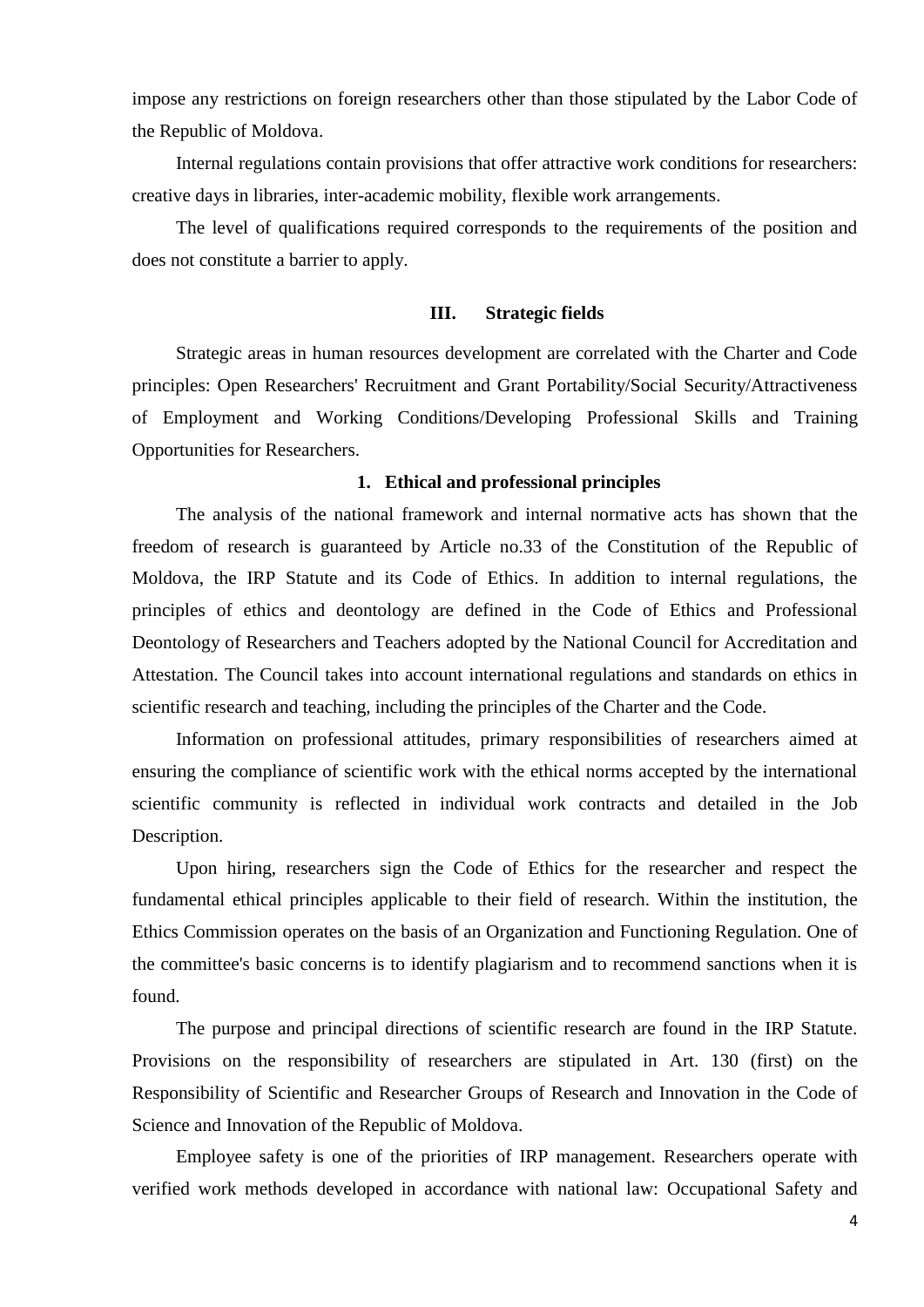impose any restrictions on foreign researchers other than those stipulated by the Labor Code of the Republic of Moldova.

Internal regulations contain provisions that offer attractive work conditions for researchers: creative days in libraries, inter-academic mobility, flexible work arrangements.

The level of qualifications required corresponds to the requirements of the position and does not constitute a barrier to apply.

## III. Strategic fields

Strategic areas in human resources development are correlated with the Charter and Code principles: Open Researchers' Recruitment and Grant Portability/Social Security/Attractiveness of Employment and Working Conditions/Developing Professional Skills and Training Opportunities for Researchers.

### 1. Ethical and professional principles

The analysis of the national framework and internal normative acts has shown that the freedom of research is guaranteed by Article no.33 of the Constitution of the Republic of Moldova, the IRP Statute and its Code of Ethics. In addition to internal regulations, the principles of ethics and deontology are defined in the Code of Ethics and Professional Deontology of Researchers and Teachers adopted by the National Council for Accreditation and Attestation. The Council takes into account international regulations and standards on ethics in scientific research and teaching, including the principles of the Charter and the Code.

Information on professional attitudes, primary responsibilities of researchers aimed at ensuring the compliance of scientific work with the ethical norms accepted by the international scientific community is reflected in individual work contracts and detailed in the Job Description.

Upon hiring, researchers sign the Code of Ethics for the researcher and respect the fundamental ethical principles applicable to their field of research. Within the institution, the Ethics Commission operates on the basis of an Organization and Functioning Regulation. One of the committee's basic concerns is to identify plagiarism and to recommend sanctions when it is found.

The purpose and principal directions of scientific research are found in the IRP Statute. Provisions on the responsibility of researchers are stipulated in Art. 130 (first) on the Responsibility of Scientific and Researcher Groups of Research and Innovation in the Code of Science and Innovation of the Republic of Moldova.

Employee safety is one of the priorities of IRP management. Researchers operate with verified work methods developed in accordance with national law: Occupational Safety and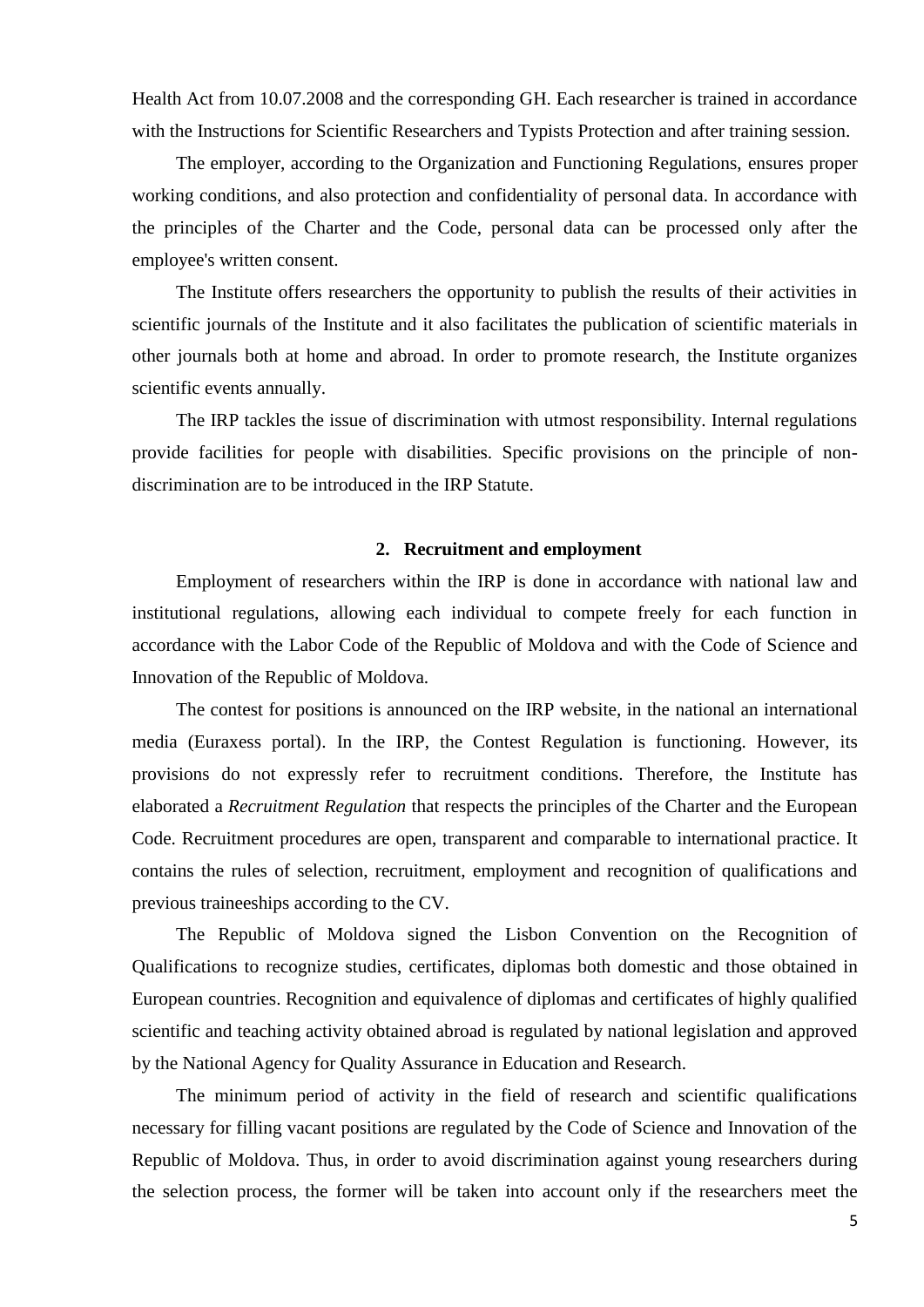Health Act from 10.07.2008 and the corresponding GH. Each researcher is trained in accordance with the Instructions for Scientific Researchers and Typists Protection and after training session.

The employer, according to the Organization and Functioning Regulations, ensures proper working conditions, and also protection and confidentiality of personal data. In accordance with the principles of the Charter and the Code, personal data can be processed only after the employee's written consent.

The Institute offers researchers the opportunity to publish the results of their activities in scientific journals of the Institute and it also facilitates the publication of scientific materials in other journals both at home and abroad. In order to promote research, the Institute organizes scientific events annually.

The IRP tackles the issue of discrimination with utmost responsibility. Internal regulations provide facilities for people with disabilities. Specific provisions on the principle of non-discrimination are to be introduced in the IRP Statute.

## 2. Recruitment and employment

Employment of researchers within the IRP is done in accordance with national law and institutional regulations, allowing each individual to compete freely for each function in accordance with the Labor Code of the Republic of Moldova and with the Code of Science and Innovation of the Republic of Moldova.

The contest for positions is announced on the IRP website, in the national an international media (Euraxess portal). In the IRP, the Contest Regulation is functioning. However, its provisions do not expressly refer to recruitment conditions. Therefore, the Institute has elaborated a *Recruitment Regulation* that respects the principles of the Charter and the European Code. Recruitment procedures are open, transparent and comparable to international practice. It contains the rules of selection, recruitment, employment and recognition of qualifications and previous traineeships according to the CV.

The Republic of Moldova signed the Lisbon Convention on the Recognition of Qualifications to recognize studies, certificates, diplomas both domestic and those obtained in European countries. Recognition and equivalence of diplomas and certificates of highly qualified scientific and teaching activity obtained abroad is regulated by national legislation and approved by the National Agency for Quality Assurance in Education and Research.

The minimum period of activity in the field of research and scientific qualifications necessary for filling vacant positions are regulated by the Code of Science and Innovation of the Republic of Moldova. Thus, in order to avoid discrimination against young researchers during the selection process, the former will be taken into account only if the researchers meet the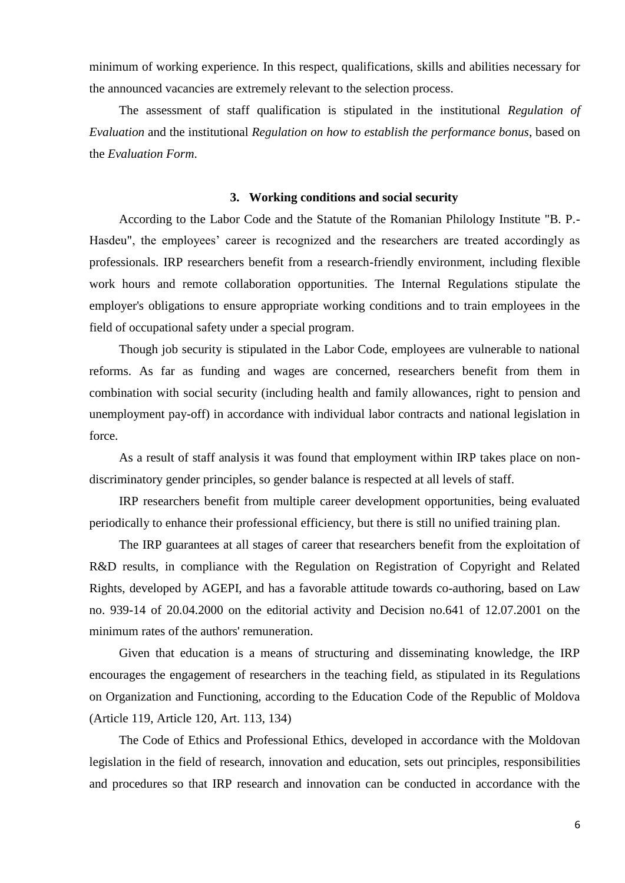minimum of working experience. In this respect, qualifications, skills and abilities necessary for the announced vacancies are extremely relevant to the selection process.

The assessment of staff qualification is stipulated in the institutional *Regulation of Evaluation* and the institutional *Regulation on how to establish the performance bonus*, based on the *Evaluation Form.*

### 3. Working conditions and social security

According to the Labor Code and the Statute of the Romanian Philology Institute "B. P.-Hasdeu", the employees' career is recognized and the researchers are treated accordingly as professionals. IRP researchers benefit from a research-friendly environment, including flexible work hours and remote collaboration opportunities. The Internal Regulations stipulate the employer's obligations to ensure appropriate working conditions and to train employees in the field of occupational safety under a special program.

Though job security is stipulated in the Labor Code, employees are vulnerable to national reforms. As far as funding and wages are concerned, researchers benefit from them in combination with social security (including health and family allowances, right to pension and unemployment pay-off) in accordance with individual labor contracts and national legislation in force.

As a result of staff analysis it was found that employment within IRP takes place on non-discriminatory gender principles, so gender balance is respected at all levels of staff.

IRP researchers benefit from multiple career development opportunities, being evaluated periodically to enhance their professional efficiency, but there is still no unified training plan.

The IRP guarantees at all stages of career that researchers benefit from the exploitation of R&D results, in compliance with the Regulation on Registration of Copyright and Related Rights, developed by AGEPI, and has a favorable attitude towards co-authoring, based on Law no. 939-14 of 20.04.2000 on the editorial activity and Decision no.641 of 12.07.2001 on the minimum rates of the authors' remuneration.

Given that education is a means of structuring and disseminating knowledge, the IRP encourages the engagement of researchers in the teaching field, as stipulated in its Regulations on Organization and Functioning, according to the Education Code of the Republic of Moldova (Article 119, Article 120, Art. 113, 134)

The Code of Ethics and Professional Ethics, developed in accordance with the Moldovan legislation in the field of research, innovation and education, sets out principles, responsibilities and procedures so that IRP research and innovation can be conducted in accordance with the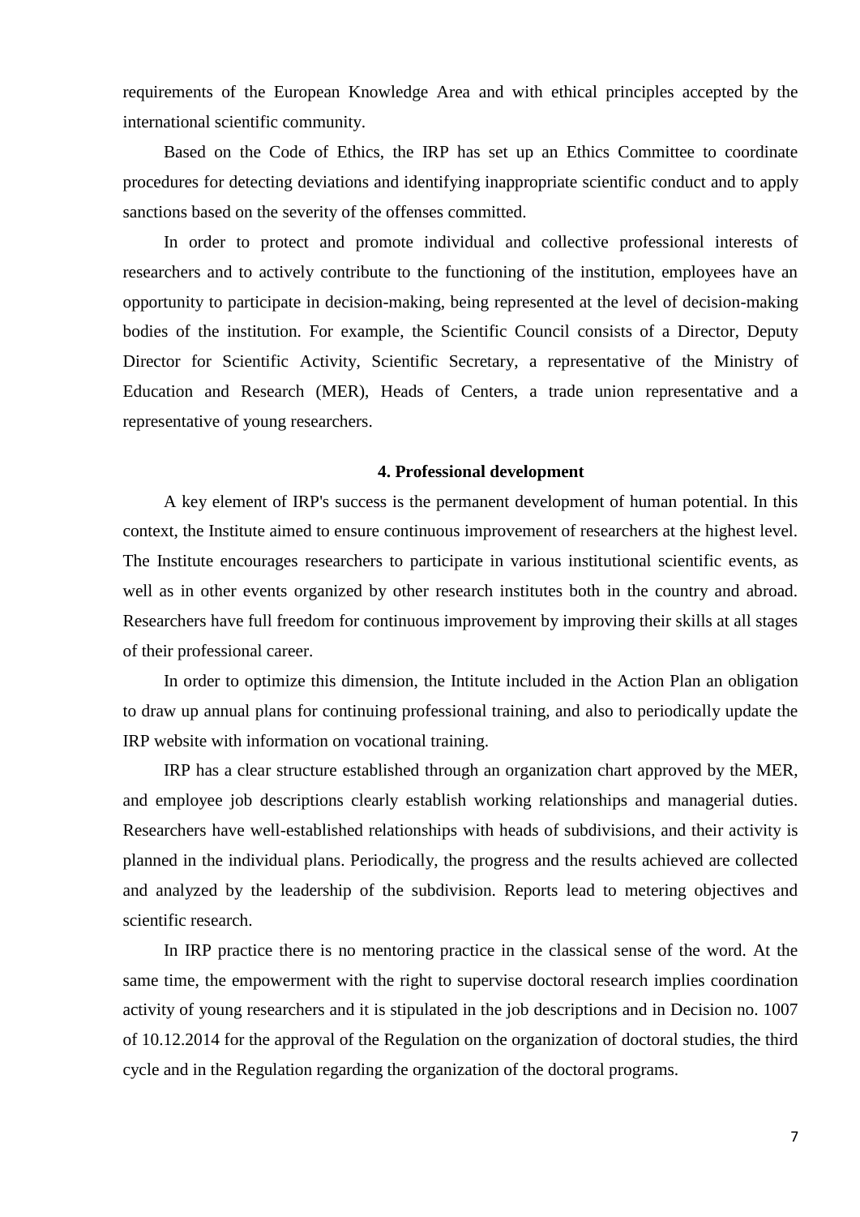requirements of the European Knowledge Area and with ethical principles accepted by the international scientific community.

Based on the Code of Ethics, the IRP has set up an Ethics Committee to coordinate procedures for detecting deviations and identifying inappropriate scientific conduct and to apply sanctions based on the severity of the offenses committed.

In order to protect and promote individual and collective professional interests of researchers and to actively contribute to the functioning of the institution, employees have an opportunity to participate in decision-making, being represented at the level of decision-making bodies of the institution. For example, the Scientific Council consists of a Director, Deputy Director for Scientific Activity, Scientific Secretary, a representative of the Ministry of Education and Research (MER), Heads of Centers, a trade union representative and a representative of young researchers.

## 4. Professional development

A key element of IRP's success is the permanent development of human potential. In this context, the Institute aimed to ensure continuous improvement of researchers at the highest level. The Institute encourages researchers to participate in various institutional scientific events, as well as in other events organized by other research institutes both in the country and abroad. Researchers have full freedom for continuous improvement by improving their skills at all stages of their professional career.

In order to optimize this dimension, the Intitute included in the Action Plan an obligation to draw up annual plans for continuing professional training, and also to periodically update the IRP website with information on vocational training.

IRP has a clear structure established through an organization chart approved by the MER, and employee job descriptions clearly establish working relationships and managerial duties. Researchers have well-established relationships with heads of subdivisions, and their activity is planned in the individual plans. Periodically, the progress and the results achieved are collected and analyzed by the leadership of the subdivision. Reports lead to metering objectives and scientific research.

In IRP practice there is no mentoring practice in the classical sense of the word. At the same time, the empowerment with the right to supervise doctoral research implies coordination activity of young researchers and it is stipulated in the job descriptions and in Decision no. 1007 of 10.12.2014 for the approval of the Regulation on the organization of doctoral studies, the third cycle and in the Regulation regarding the organization of the doctoral programs.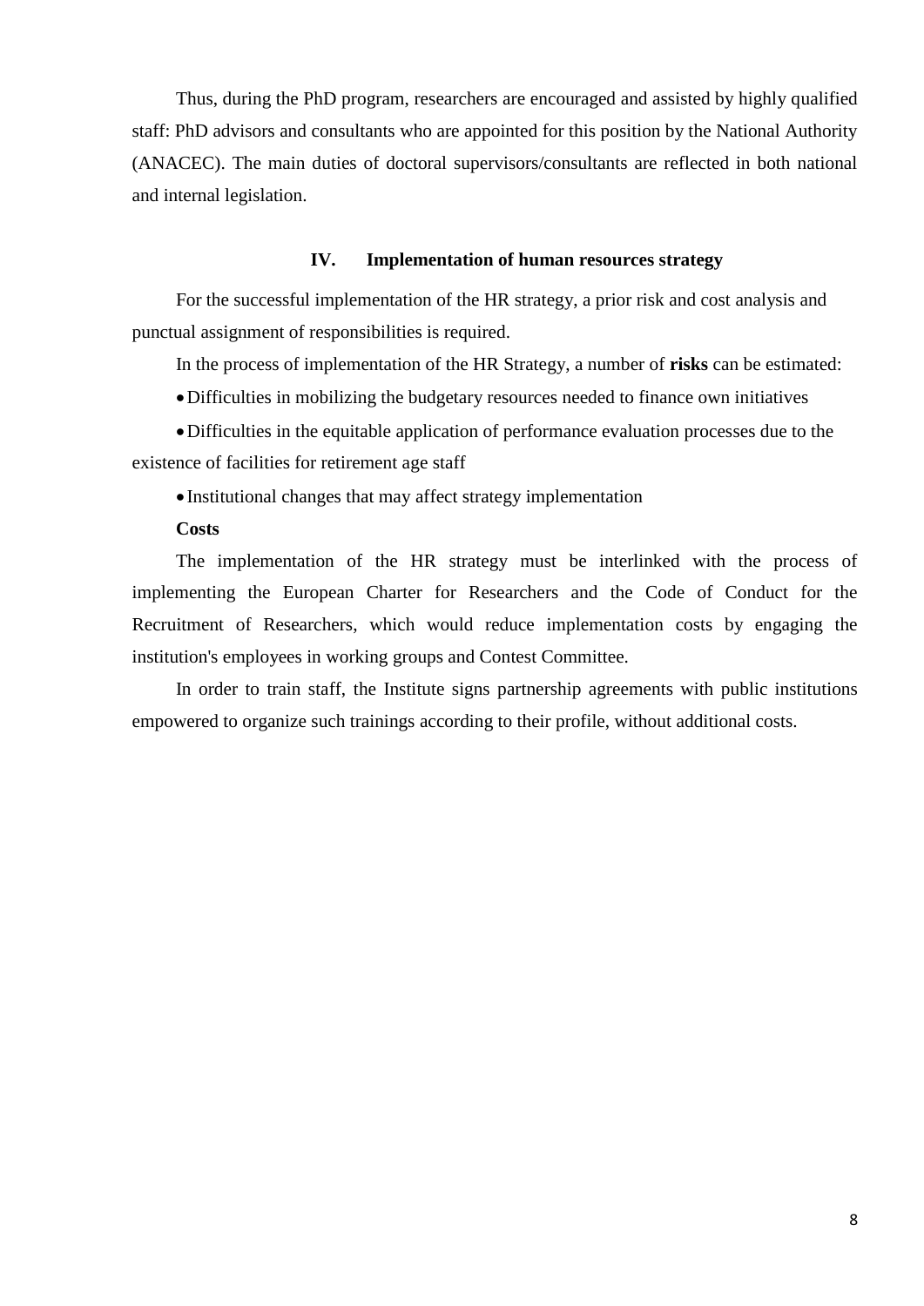Thus, during the PhD program, researchers are encouraged and assisted by highly qualified staff: PhD advisors and consultants who are appointed for this position by the National Authority (ANACEC). The main duties of doctoral supervisors/consultants are reflected in both national and internal legislation.

## IV. Implementation of human resources strategy

For the successful implementation of the HR strategy, a prior risk and cost analysis and punctual assignment of responsibilities is required.

In the process of implementation of the HR Strategy, a number of **risks** can be estimated:

- Difficulties in mobilizing the budgetary resources needed to finance own initiatives
- Difficulties in the equitable application of performance evaluation processes due to the existence of facilities for retirement age staff
- Institutional changes that may affect strategy implementation

**Costs**

The implementation of the HR strategy must be interlinked with the process of implementing the European Charter for Researchers and the Code of Conduct for the Recruitment of Researchers, which would reduce implementation costs by engaging the institution's employees in working groups and Contest Committee.

In order to train staff, the Institute signs partnership agreements with public institutions empowered to organize such trainings according to their profile, without additional costs.